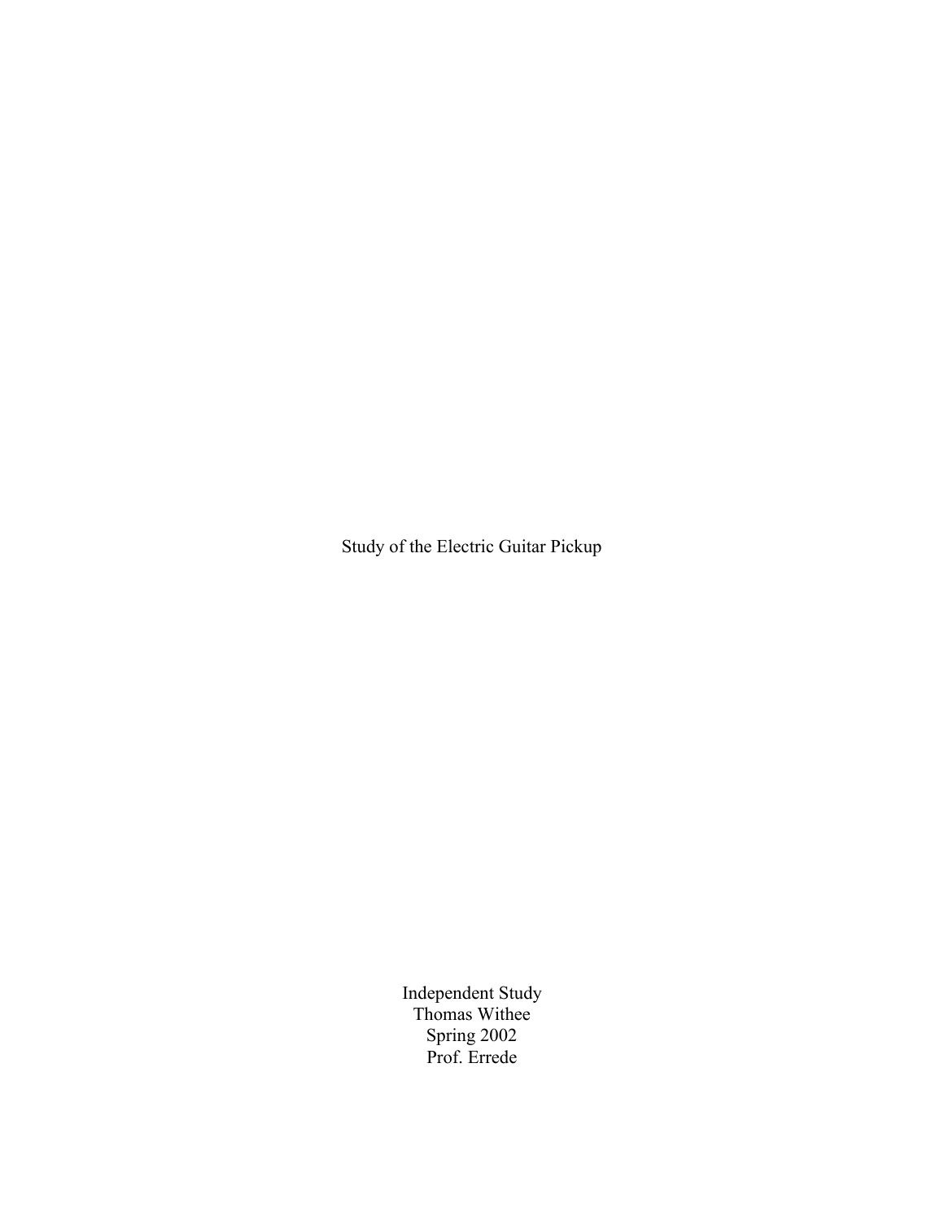# Study of the Electric Guitar Pickup

Independent Study
Thomas Withee
Spring 2002
Prof. Errede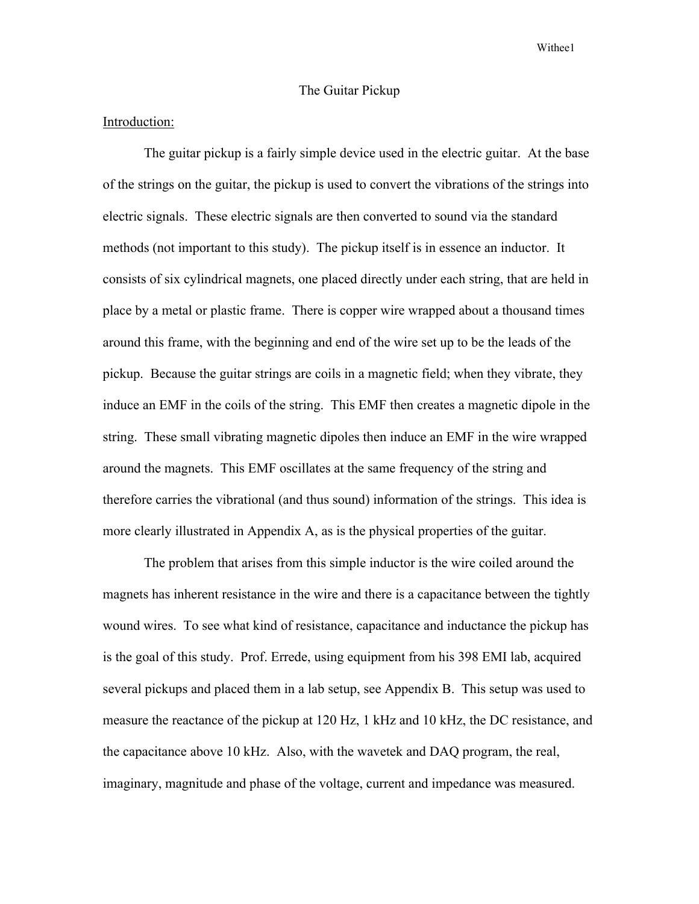# The Guitar Pickup

## Introduction:

The guitar pickup is a fairly simple device used in the electric guitar. At the base of the strings on the guitar, the pickup is used to convert the vibrations of the strings into electric signals. These electric signals are then converted to sound via the standard methods (not important to this study). The pickup itself is in essence an inductor. It consists of six cylindrical magnets, one placed directly under each string, that are held in place by a metal or plastic frame. There is copper wire wrapped about a thousand times around this frame, with the beginning and end of the wire set up to be the leads of the pickup. Because the guitar strings are coils in a magnetic field; when they vibrate, they induce an EMF in the coils of the string. This EMF then creates a magnetic dipole in the string. These small vibrating magnetic dipoles then induce an EMF in the wire wrapped around the magnets. This EMF oscillates at the same frequency of the string and therefore carries the vibrational (and thus sound) information of the strings. This idea is more clearly illustrated in Appendix A, as is the physical properties of the guitar.

The problem that arises from this simple inductor is the wire coiled around the magnets has inherent resistance in the wire and there is a capacitance between the tightly wound wires. To see what kind of resistance, capacitance and inductance the pickup has is the goal of this study. Prof. Errede, using equipment from his 398 EMI lab, acquired several pickups and placed them in a lab setup, see Appendix B. This setup was used to measure the reactance of the pickup at 120 Hz, 1 kHz and 10 kHz, the DC resistance, and the capacitance above 10 kHz. Also, with the wavetek and DAQ program, the real, imaginary, magnitude and phase of the voltage, current and impedance was measured.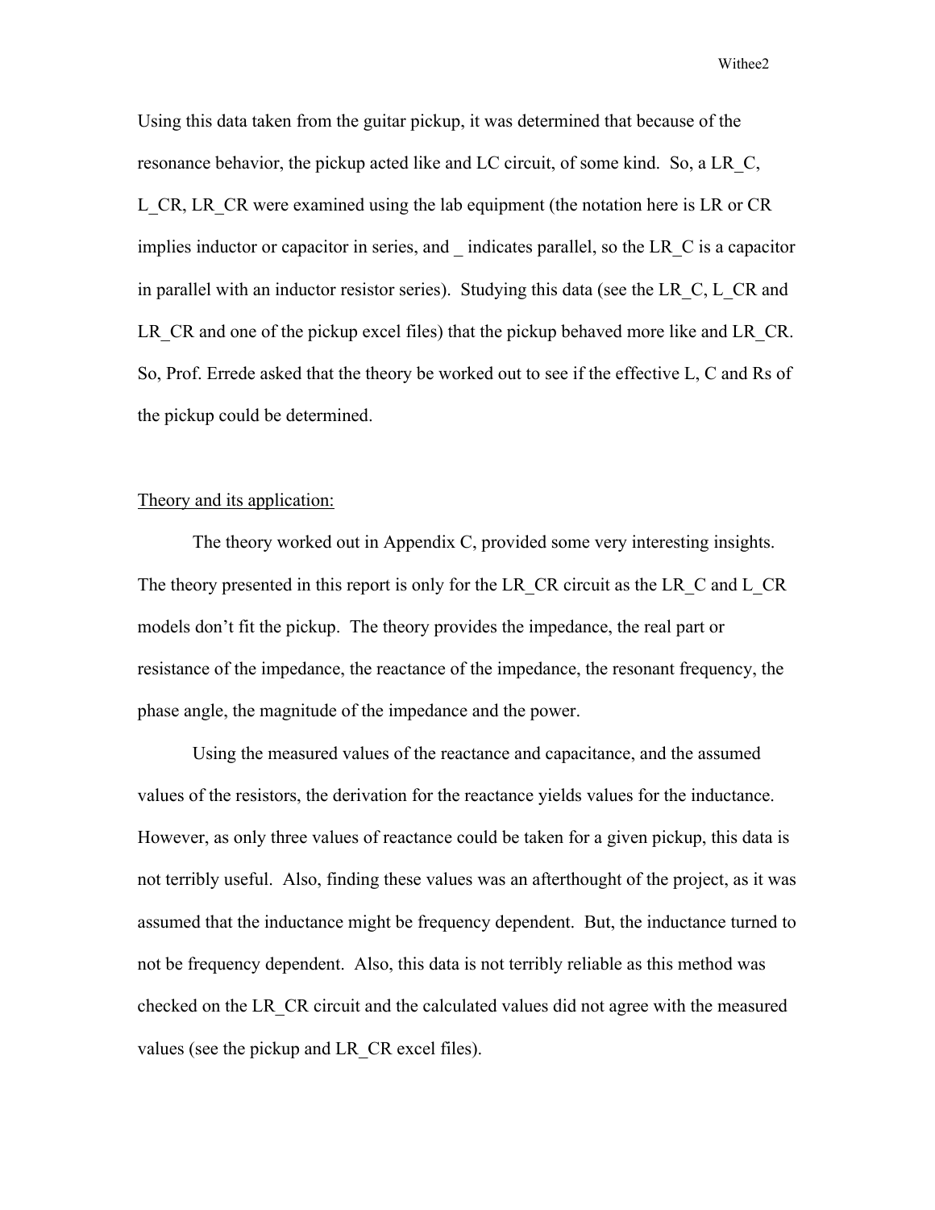Using this data taken from the guitar pickup, it was determined that because of the resonance behavior, the pickup acted like and LC circuit, of some kind. So, a LR_C, L_CR, LR_CR were examined using the lab equipment (the notation here is LR or CR implies inductor or capacitor in series, and _ indicates parallel, so the LR_C is a capacitor in parallel with an inductor resistor series). Studying this data (see the LR_C, L_CR and LR_CR and one of the pickup excel files) that the pickup behaved more like and LR_CR. So, Prof. Errede asked that the theory be worked out to see if the effective L, C and Rs of the pickup could be determined.

## Theory and its application:

The theory worked out in Appendix C, provided some very interesting insights. The theory presented in this report is only for the LR_CR circuit as the LR_C and L_CR models don't fit the pickup. The theory provides the impedance, the real part or resistance of the impedance, the reactance of the impedance, the resonant frequency, the phase angle, the magnitude of the impedance and the power.

Using the measured values of the reactance and capacitance, and the assumed values of the resistors, the derivation for the reactance yields values for the inductance. However, as only three values of reactance could be taken for a given pickup, this data is not terribly useful. Also, finding these values was an afterthought of the project, as it was assumed that the inductance might be frequency dependent. But, the inductance turned to not be frequency dependent. Also, this data is not terribly reliable as this method was checked on the LR_CR circuit and the calculated values did not agree with the measured values (see the pickup and LR_CR excel files).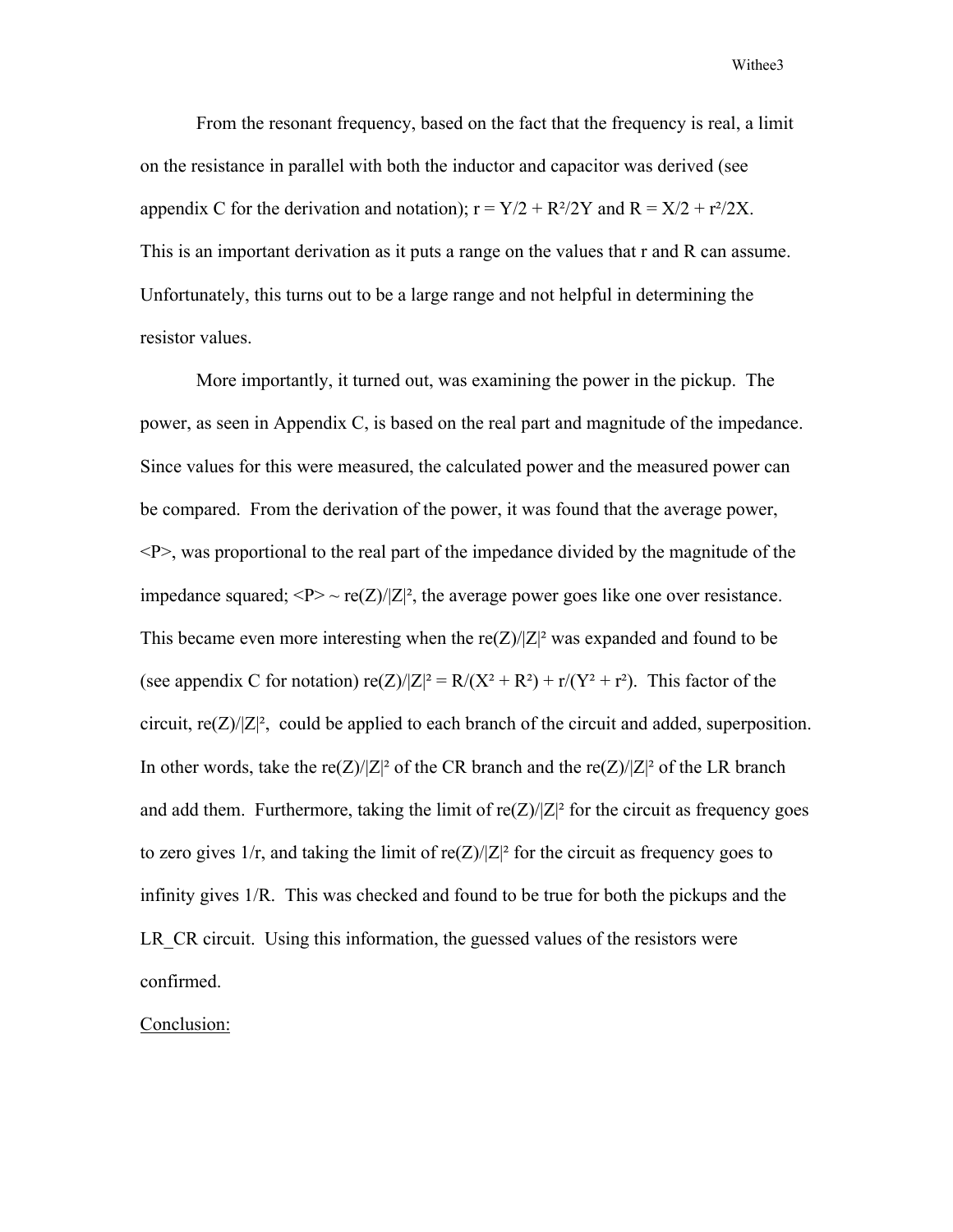From the resonant frequency, based on the fact that the frequency is real, a limit on the resistance in parallel with both the inductor and capacitor was derived (see appendix C for the derivation and notation); $r = Y/2 + R^2/2Y$ and $R = X/2 + r^2/2X$. This is an important derivation as it puts a range on the values that r and R can assume. Unfortunately, this turns out to be a large range and not helpful in determining the resistor values.

More importantly, it turned out, was examining the power in the pickup. The power, as seen in Appendix C, is based on the real part and magnitude of the impedance. Since values for this were measured, the calculated power and the measured power can be compared. From the derivation of the power, it was found that the average power, $\langle P \rangle$, was proportional to the real part of the impedance divided by the magnitude of the impedance squared; $\langle P \rangle \sim \mathrm{re}(Z)/|Z|^2$, the average power goes like one over resistance. This became even more interesting when the $\mathrm{re}(Z)/|Z|^2$ was expanded and found to be (see appendix C for notation) $\mathrm{re}(Z)/|Z|^2 = R/(X^2 + R^2) + r/(Y^2 + r^2)$. This factor of the circuit, $\mathrm{re}(Z)/|Z|^2$, could be applied to each branch of the circuit and added, superposition. In other words, take the $\mathrm{re}(Z)/|Z|^2$ of the CR branch and the $\mathrm{re}(Z)/|Z|^2$ of the LR branch and add them. Furthermore, taking the limit of $\mathrm{re}(Z)/|Z|^2$ for the circuit as frequency goes to zero gives $1/r$, and taking the limit of $\mathrm{re}(Z)/|Z|^2$ for the circuit as frequency goes to infinity gives $1/R$. This was checked and found to be true for both the pickups and the LR_CR circuit. Using this information, the guessed values of the resistors were confirmed.

Conclusion: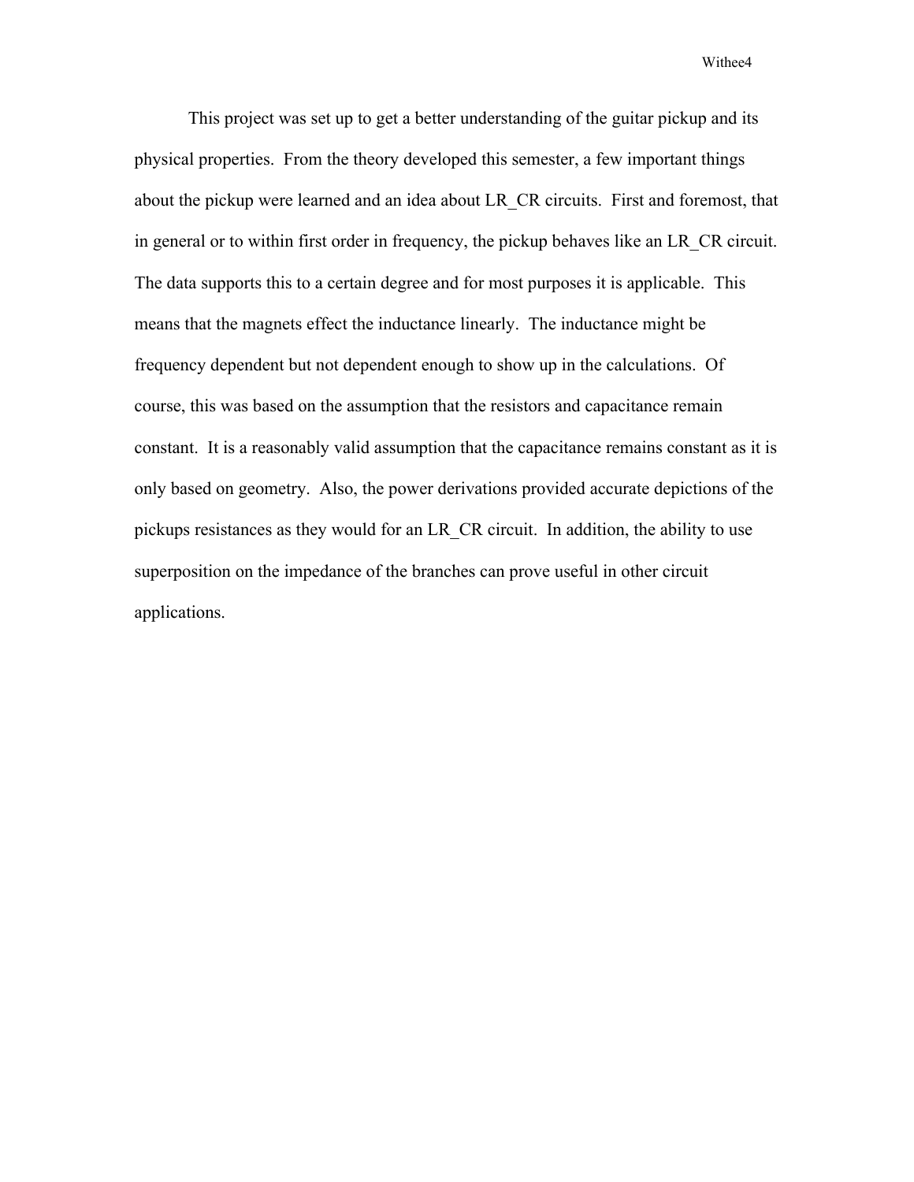This project was set up to get a better understanding of the guitar pickup and its physical properties. From the theory developed this semester, a few important things about the pickup were learned and an idea about LR_CR circuits. First and foremost, that in general or to within first order in frequency, the pickup behaves like an LR_CR circuit. The data supports this to a certain degree and for most purposes it is applicable. This means that the magnets effect the inductance linearly. The inductance might be frequency dependent but not dependent enough to show up in the calculations. Of course, this was based on the assumption that the resistors and capacitance remain constant. It is a reasonably valid assumption that the capacitance remains constant as it is only based on geometry. Also, the power derivations provided accurate depictions of the pickups resistances as they would for an LR_CR circuit. In addition, the ability to use superposition on the impedance of the branches can prove useful in other circuit applications.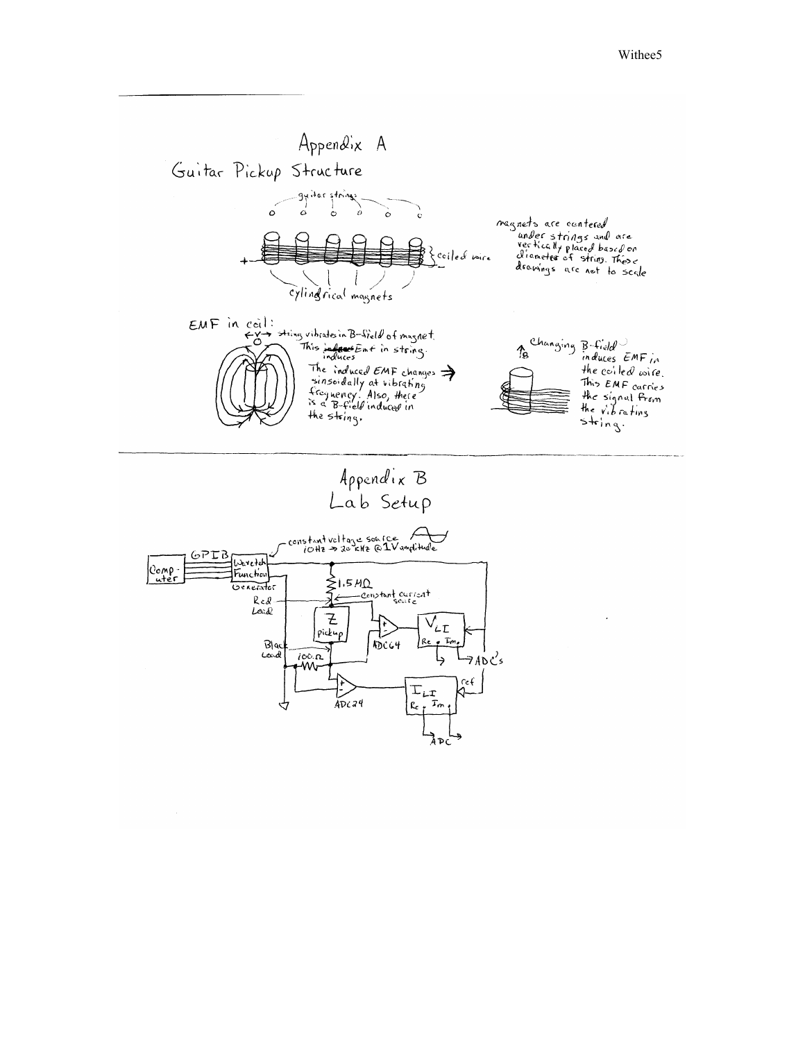# Appendix A

## Guitar Pickup Structure

guitar strings

magnets are centered under strings and are vertically placed based on diameter of string. These drawings are not to scale

coiled wire

cylindrical magnets

EMF in coil:

string vibrates in B-field of magnet. This induces EMF in string. The induced EMF changes sinsoidally at vibrating frequency. Also, there is a B-field induced in the string.

Changing B-field induces EMF in the coiled wire. This EMF carries the signal from the vibrating string.

# Appendix B

## Lab Setup

constant voltage source 10Hz → 20 kHz @ 1V amplitude

GPIB

Computer

Wavetek Function Generator

1.5 MΩ

constant current source

Red Lead

Z pickup

Black Lead

100 Ω

ADC64

ADC24

$V_{LI}$ Re Im → ADC's

$I_{LI}$ Re Im → ADC

ref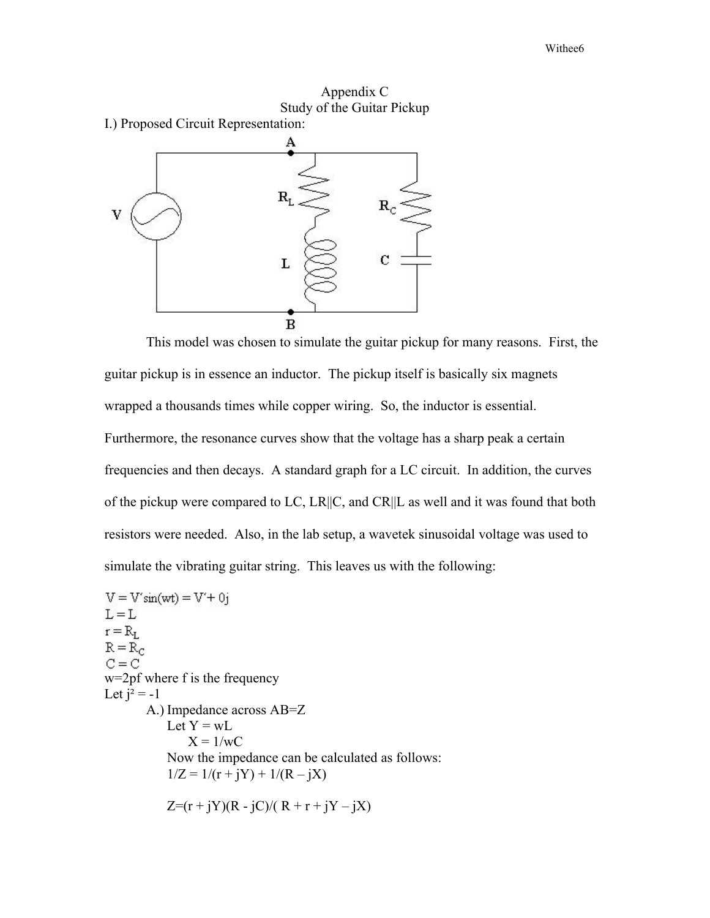Appendix C

Study of the Guitar Pickup

I.) Proposed Circuit Representation:

This model was chosen to simulate the guitar pickup for many reasons. First, the guitar pickup is in essence an inductor. The pickup itself is basically six magnets wrapped a thousands times while copper wiring. So, the inductor is essential. Furthermore, the resonance curves show that the voltage has a sharp peak a certain frequencies and then decays. A standard graph for a LC circuit. In addition, the curves of the pickup were compared to LC, LR||C, and CR||L as well and it was found that both resistors were needed. Also, in the lab setup, a wavetek sinusoidal voltage was used to simulate the vibrating guitar string. This leaves us with the following:

$V = V' \sin(wt) = V' + 0j$

$L = L$

$r = R_L$

$R = R_C$

$C = C$

$w=2pf$ where $f$ is the frequency

Let $j^2 = -1$

A.) Impedance across AB=Z

Let $Y = wL$

$X = 1/wC$

Now the impedance can be calculated as follows:

$1/Z = 1/(r + jY) + 1/(R - jX)$

$Z=(r + jY)(R - jC)/( R + r + jY - jX)$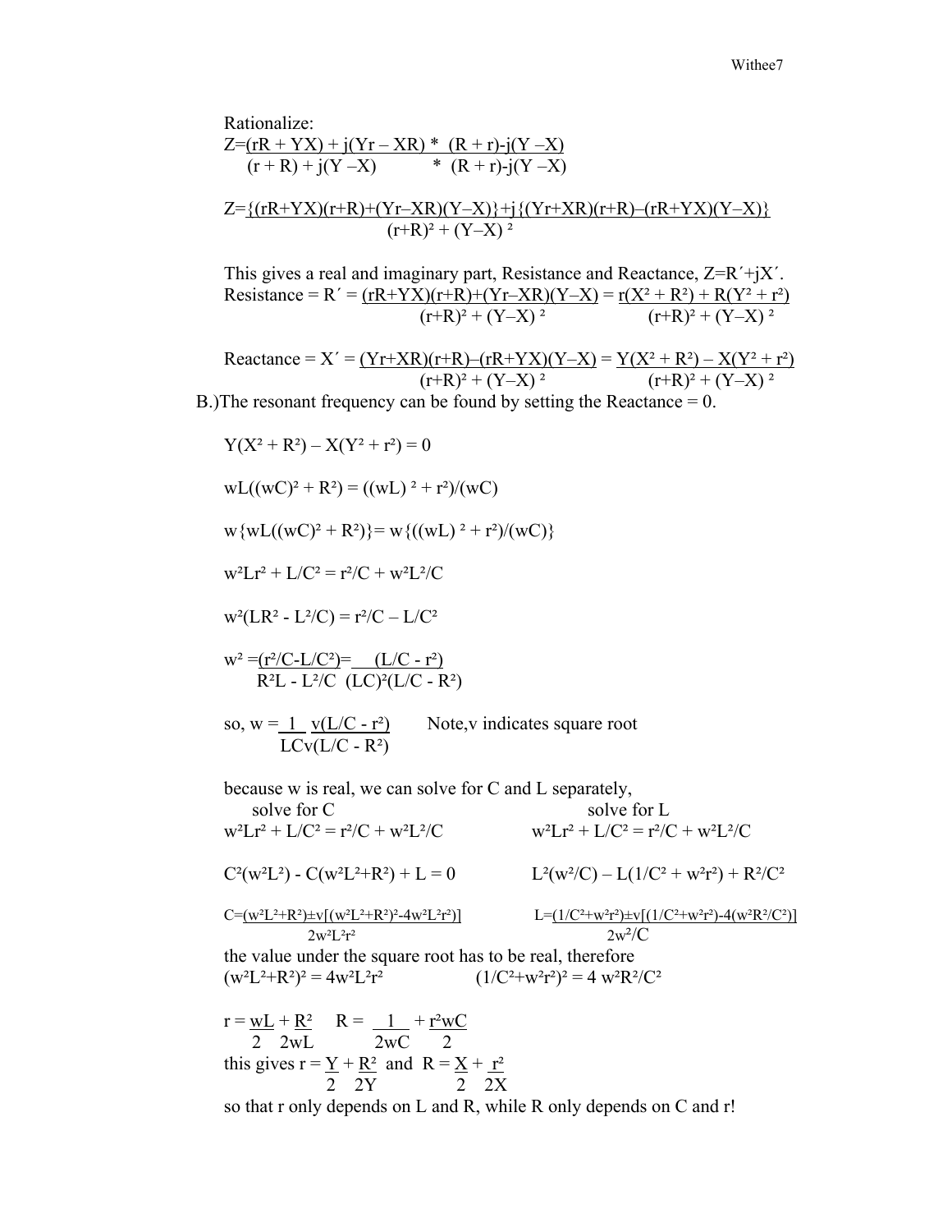Rationalize:

$$Z=\frac{(rR + YX) + j(Yr - XR)}{(r + R) + j(Y - X)} * \frac{(R + r)-j(Y - X)}{(R + r)-j(Y - X)}$$

$$Z=\frac{\{(rR+YX)(r+R)+(Yr-XR)(Y-X)\}+j\{(Yr+XR)(r+R)-(rR+YX)(Y-X)\}}{(r+R)^2 + (Y-X)^2}$$

This gives a real and imaginary part, Resistance and Reactance, $Z=R'+jX'$.

$$\text{Resistance} = R' = \frac{(rR+YX)(r+R)+(Yr-XR)(Y-X)}{(r+R)^2 + (Y-X)^2} = \frac{r(X^2 + R^2) + R(Y^2 + r^2)}{(r+R)^2 + (Y-X)^2}$$

$$\text{Reactance} = X' = \frac{(Yr+XR)(r+R)-(rR+YX)(Y-X)}{(r+R)^2 + (Y-X)^2} = \frac{Y(X^2 + R^2) - X(Y^2 + r^2)}{(r+R)^2 + (Y-X)^2}$$

B.)The resonant frequency can be found by setting the Reactance = 0.

$$Y(X^2 + R^2) - X(Y^2 + r^2) = 0$$

$$wL((wC)^2 + R^2) = ((wL)^2 + r^2)/(wC)$$

$$w\{wL((wC)^2 + R^2)\}= w\{((wL)^2 + r^2)/(wC)\}$$

$$w^2Lr^2 + L/C^2 = r^2/C + w^2L^2/C$$

$$w^2(LR^2 - L^2/C) = r^2/C - L/C^2$$

$$w^2 =\frac{(r^2/C-L/C^2)}{R^2L - L^2/C}=\frac{(L/C - r^2)}{(LC)^2(L/C - R^2)}$$

so, $w = \frac{1}{LC\sqrt{(L/C - R^2)}}\sqrt{(L/C - r^2)}$ Note,v indicates square root

because w is real, we can solve for C and L separately,

solve for C

$$w^2Lr^2 + L/C^2 = r^2/C + w^2L^2/C$$

$$C^2(w^2L^2) - C(w^2L^2+R^2) + L = 0$$

$$C=\frac{(w^2L^2+R^2)\pm\sqrt{[(w^2L^2+R^2)^2-4w^2L^2r^2)]}}{2w^2L^2r^2}$$

solve for L

$$w^2Lr^2 + L/C^2 = r^2/C + w^2L^2/C$$

$$L^2(w^2/C) - L(1/C^2 + w^2r^2) + R^2/C^2$$

$$L=\frac{(1/C^2+w^2r^2)\pm\sqrt{[(1/C^2+w^2r^2)-4(w^2R^2/C^2)]}}{2w^2/C}$$

the value under the square root has to be real, therefore

$$(w^2L^2+R^2)^2 = 4w^2L^2r^2 \qquad (1/C^2+w^2r^2)^2 = 4 w^2R^2/C^2$$

$$r = \frac{wL}{2} + \frac{R^2}{2wL} \qquad R = \frac{1}{2wC} + \frac{r^2wC}{2}$$

this gives $r = \frac{Y}{2} + \frac{R^2}{2Y}$ and $R = \frac{X}{2} + \frac{r^2}{2X}$

so that r only depends on L and R, while R only depends on C and r!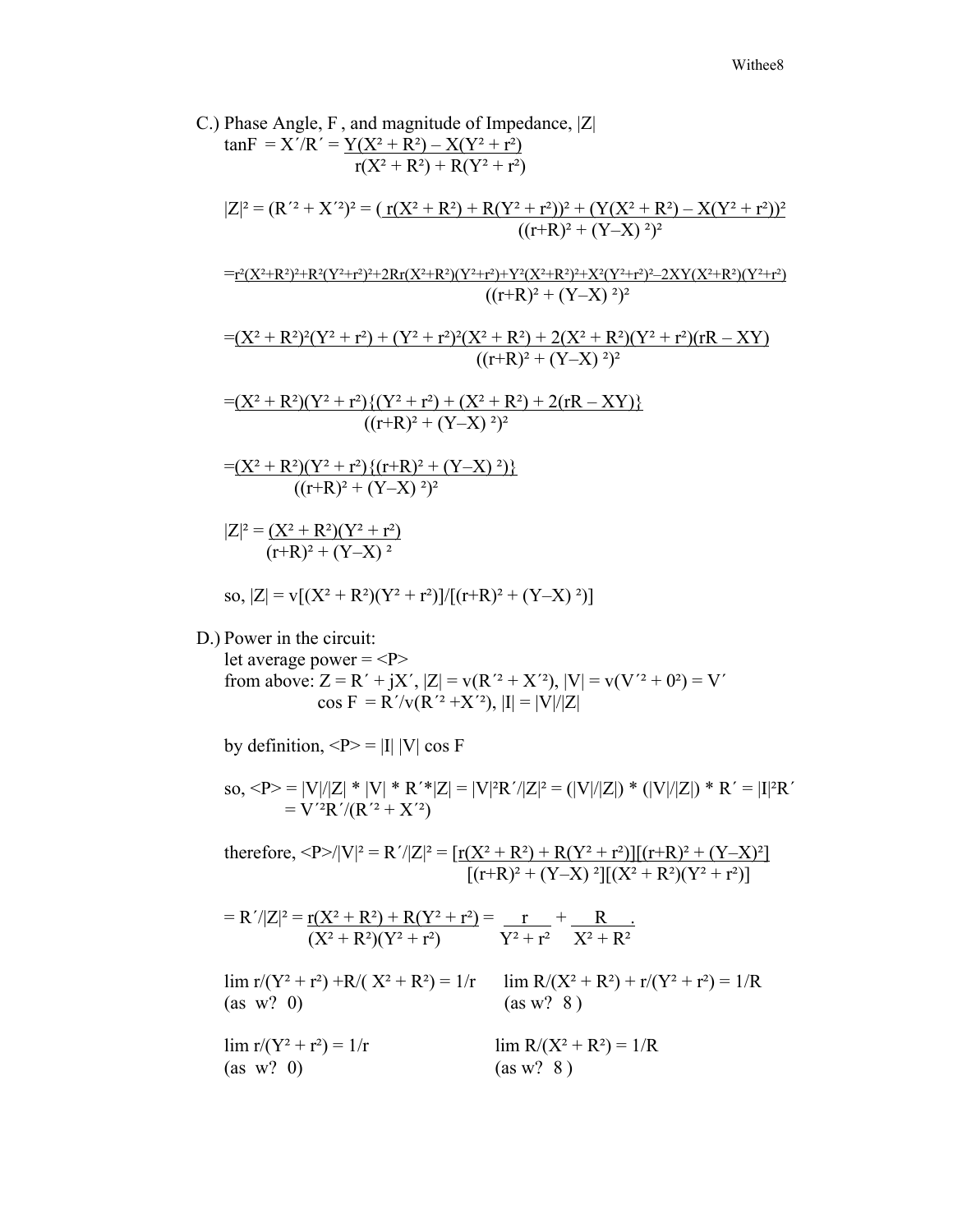C.) Phase Angle, F , and magnitude of Impedance, |Z|

$$\tan F = X'/R' = \frac{Y(X^2 + R^2) - X(Y^2 + r^2)}{r(X^2 + R^2) + R(Y^2 + r^2)}$$

$$|Z|^2 = (R'^2 + X'^2)^2 = \frac{(r(X^2 + R^2) + R(Y^2 + r^2))^2 + (Y(X^2 + R^2) - X(Y^2 + r^2))^2}{((r+R)^2 + (Y-X)^2)^2}$$

$$= \frac{r^2(X^2+R^2)^2+R^2(Y^2+r^2)^2+2Rr(X^2+R^2)(Y^2+r^2)+Y^2(X^2+R^2)^2+X^2(Y^2+r^2)^2-2XY(X^2+R^2)(Y^2+r^2)}{((r+R)^2 + (Y-X)^2)^2}$$

$$= \frac{(X^2 + R^2)^2(Y^2 + r^2) + (Y^2 + r^2)^2(X^2 + R^2) + 2(X^2 + R^2)(Y^2 + r^2)(rR - XY)}{((r+R)^2 + (Y-X)^2)^2}$$

$$= \frac{(X^2 + R^2)(Y^2 + r^2)\{(Y^2 + r^2) + (X^2 + R^2) + 2(rR - XY)\}}{((r+R)^2 + (Y-X)^2)^2}$$

$$= \frac{(X^2 + R^2)(Y^2 + r^2)\{(r+R)^2 + (Y-X)^2)\}}{((r+R)^2 + (Y-X)^2)^2}$$

$$|Z|^2 = \frac{(X^2 + R^2)(Y^2 + r^2)}{(r+R)^2 + (Y-X)^2}$$

so, $|Z| = \sqrt{[(X^2 + R^2)(Y^2 + r^2)]/[(r+R)^2 + (Y-X)^2]}$

D.) Power in the circuit:

let average power = $\langle P \rangle$

from above: $Z = R' + jX'$, $|Z| = \sqrt{(R'^2 + X'^2)}$, $|V| = \sqrt{(V'^2 + 0^2)} = V'$

$\cos F = R'/\sqrt{(R'^2 + X'^2)}$, $|I| = |V|/|Z|$

by definition, $\langle P \rangle = |I|\,|V| \cos F$

so, $\langle P \rangle = |V|/|Z| * |V| * R'*|Z| = |V|^2R'/|Z|^2 = (|V|/|Z|) * (|V|/|Z|) * R' = |I|^2R'$
$= V'^2R'/(R'^2 + X'^2)$

therefore, $$\langle P \rangle/|V|^2 = R'/|Z|^2 = \frac{[r(X^2 + R^2) + R(Y^2 + r^2)][(r+R)^2 + (Y-X)^2]}{[(r+R)^2 + (Y-X)^2][(X^2 + R^2)(Y^2 + r^2)]}$$

$$= R'/|Z|^2 = \frac{r(X^2 + R^2) + R(Y^2 + r^2)}{(X^2 + R^2)(Y^2 + r^2)} = \frac{r}{Y^2 + r^2} + \frac{R}{X^2 + R^2}.$$

$\lim r/(Y^2 + r^2) + R/(X^2 + R^2) = 1/r$ (as $w \to 0$)

$\lim R/(X^2 + R^2) + r/(Y^2 + r^2) = 1/R$ (as $w \to \infty$)

$\lim r/(Y^2 + r^2) = 1/r$ (as $w \to 0$)

$\lim R/(X^2 + R^2) = 1/R$ (as $w \to \infty$)